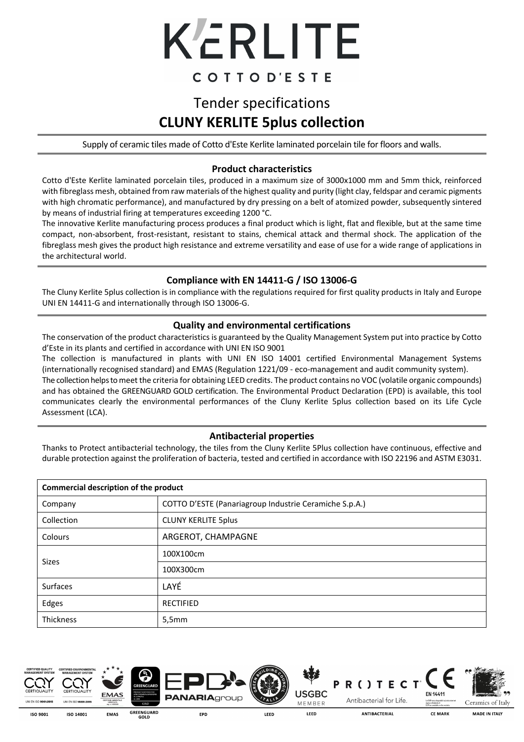# K'ERLITE

COTTO D'ESTE

# Tender specifications

# CLUNY KERLITE 5plus collection

Supply of ceramic tiles made of Cotto d'Este Kerlite laminated porcelain tile for floors and walls.

## Product characteristics

Cotto d'Este Kerlite laminated porcelain tiles, produced in a maximum size of 3000x1000 mm and 5mm thick, reinforced with fibreglass mesh, obtained from raw materials of the highest quality and purity (light clay, feldspar and ceramic pigments with high chromatic performance), and manufactured by dry pressing on a belt of atomized powder, subsequently sintered by means of industrial firing at temperatures exceeding 1200 °C.

The innovative Kerlite manufacturing process produces a final product which is light, flat and flexible, but at the same time compact, non-absorbent, frost-resistant, resistant to stains, chemical attack and thermal shock. The application of the fibreglass mesh gives the product high resistance and extreme versatility and ease of use for a wide range of applications in the architectural world.

## Compliance with EN 14411-G / ISO 13006-G

The Cluny Kerlite 5plus collection is in compliance with the regulations required for first quality products in Italy and Europe UNI EN 14411-G and internationally through ISO 13006-G.

## Quality and environmental certifications

The conservation of the product characteristics is guaranteed by the Quality Management System put into practice by Cotto d'Este in its plants and certified in accordance with UNI EN ISO 9001

The collection is manufactured in plants with UNI EN ISO 14001 certified Environmental Management Systems (internationally recognised standard) and EMAS (Regulation 1221/09 - eco-management and audit community system).

The collection helps to meet the criteria for obtaining LEED credits. The product contains no VOC (volatile organic compounds) and has obtained the GREENGUARD GOLD certification. The Environmental Product Declaration (EPD) is available, this tool communicates clearly the environmental performances of the Cluny Kerlite 5plus collection based on its Life Cycle Assessment (LCA).

## Antibacterial properties

Thanks to Protect antibacterial technology, the tiles from the Cluny Kerlite 5Plus collection have continuous, effective and durable protection against the proliferation of bacteria, tested and certified in accordance with ISO 22196 and ASTM E3031.

| **Commercial description of the product** | |
|---|---|
| Company | COTTO D'ESTE (Panariagroup Industrie Ceramiche S.p.A.) |
| Collection | CLUNY KERLITE 5plus |
| Colours | ARGEROT, CHAMPAGNE |
| Sizes | 100X100cm |
| | 100X300cm |
| Surfaces | LAYÉ |
| Edges | RECTIFIED |
| Thickness | 5,5mm |

ISO 9001 | ISO 14001 | EMAS | GREENGUARD GOLD | EPD | LEED | LEED | ANTIBACTERIAL | CE MARK | MADE IN ITALY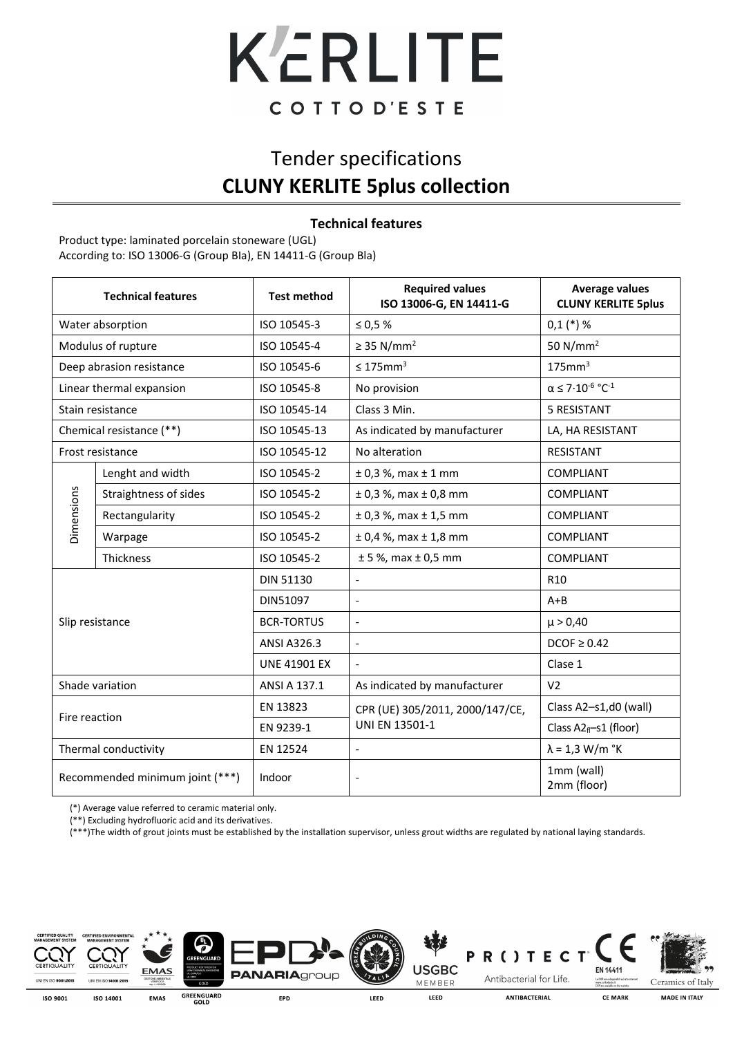# K'ERLITE

COTTO D'ESTE

## Tender specifications
## CLUNY KERLITE 5plus collection

### Technical features

Product type: laminated porcelain stoneware (UGL)
According to: ISO 13006-G (Group BIa), EN 14411-G (Group Bla)

| Technical features | | Test method | Required values ISO 13006-G, EN 14411-G | Average values CLUNY KERLITE 5plus |
|---|---|---|---|---|
| Water absorption | | ISO 10545-3 | ≤ 0,5 % | 0,1 (*) % |
| Modulus of rupture | | ISO 10545-4 | ≥ 35 N/mm$^2$ | 50 N/mm$^2$ |
| Deep abrasion resistance | | ISO 10545-6 | ≤ 175mm$^3$ | 175mm$^3$ |
| Linear thermal expansion | | ISO 10545-8 | No provision | $\alpha \leq 7 \cdot 10^{-6}$ °C$^{-1}$ |
| Stain resistance | | ISO 10545-14 | Class 3 Min. | 5 RESISTANT |
| Chemical resistance (**) | | ISO 10545-13 | As indicated by manufacturer | LA, HA RESISTANT |
| Frost resistance | | ISO 10545-12 | No alteration | RESISTANT |
| Dimensions | Lenght and width | ISO 10545-2 | ± 0,3 %, max ± 1 mm | COMPLIANT |
| | Straightness of sides | ISO 10545-2 | ± 0,3 %, max ± 0,8 mm | COMPLIANT |
| | Rectangularity | ISO 10545-2 | ± 0,3 %, max ± 1,5 mm | COMPLIANT |
| | Warpage | ISO 10545-2 | ± 0,4 %, max ± 1,8 mm | COMPLIANT |
| | Thickness | ISO 10545-2 | ± 5 %, max ± 0,5 mm | COMPLIANT |
| Slip resistance | | DIN 51130 | - | R10 |
| | | DIN51097 | - | A+B |
| | | BCR-TORTUS | - | μ > 0,40 |
| | | ANSI A326.3 | - | DCOF ≥ 0.42 |
| | | UNE 41901 EX | - | Clase 1 |
| Shade variation | | ANSI A 137.1 | As indicated by manufacturer | V2 |
| Fire reaction | | EN 13823 | CPR (UE) 305/2011, 2000/147/CE, UNI EN 13501-1 | Class A2–s1,d0 (wall) |
| | | EN 9239-1 | | Class A2$_{fl}$–s1 (floor) |
| Thermal conductivity | | EN 12524 | - | λ = 1,3 W/m °K |
| Recommended minimum joint (***) | | Indoor | - | 1mm (wall) 2mm (floor) |

(*) Average value referred to ceramic material only.
(**) Excluding hydrofluoric acid and its derivatives.
(***)The width of grout joints must be established by the installation supervisor, unless grout widths are regulated by national laying standards.

ISO 9001 | ISO 14001 | EMAS | GREENGUARD GOLD | EPD | LEED | LEED | ANTIBACTERIAL | CE MARK | MADE IN ITALY